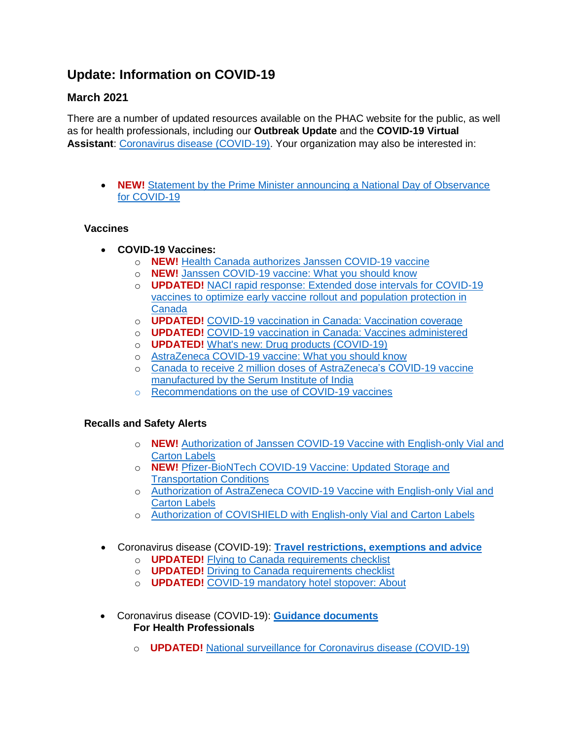# Update: Information on COVID-19

## March 2021

There are a number of updated resources available on the PHAC website for the public, as well as for health professionals, including our **Outbreak Update** and the **COVID-19 Virtual Assistant**: Coronavirus disease (COVID-19). Your organization may also be interested in:

- **NEW!** Statement by the Prime Minister announcing a National Day of Observance for COVID-19

### Vaccines

- **COVID-19 Vaccines:**
  - **NEW!** Health Canada authorizes Janssen COVID-19 vaccine
  - **NEW!** Janssen COVID-19 vaccine: What you should know
  - **UPDATED!** NACI rapid response: Extended dose intervals for COVID-19 vaccines to optimize early vaccine rollout and population protection in Canada
  - **UPDATED!** COVID-19 vaccination in Canada: Vaccination coverage
  - **UPDATED!** COVID-19 vaccination in Canada: Vaccines administered
  - **UPDATED!** What's new: Drug products (COVID-19)
  - AstraZeneca COVID-19 vaccine: What you should know
  - Canada to receive 2 million doses of AstraZeneca's COVID-19 vaccine manufactured by the Serum Institute of India
  - Recommendations on the use of COVID-19 vaccines

### Recalls and Safety Alerts

- **NEW!** Authorization of Janssen COVID-19 Vaccine with English-only Vial and Carton Labels
- **NEW!** Pfizer-BioNTech COVID-19 Vaccine: Updated Storage and Transportation Conditions
- Authorization of AstraZeneca COVID-19 Vaccine with English-only Vial and Carton Labels
- Authorization of COVISHIELD with English-only Vial and Carton Labels

- Coronavirus disease (COVID-19): **Travel restrictions, exemptions and advice**
  - **UPDATED!** Flying to Canada requirements checklist
  - **UPDATED!** Driving to Canada requirements checklist
  - **UPDATED!** COVID-19 mandatory hotel stopover: About

- Coronavirus disease (COVID-19): **Guidance documents**

  **For Health Professionals**

  - **UPDATED!** National surveillance for Coronavirus disease (COVID-19)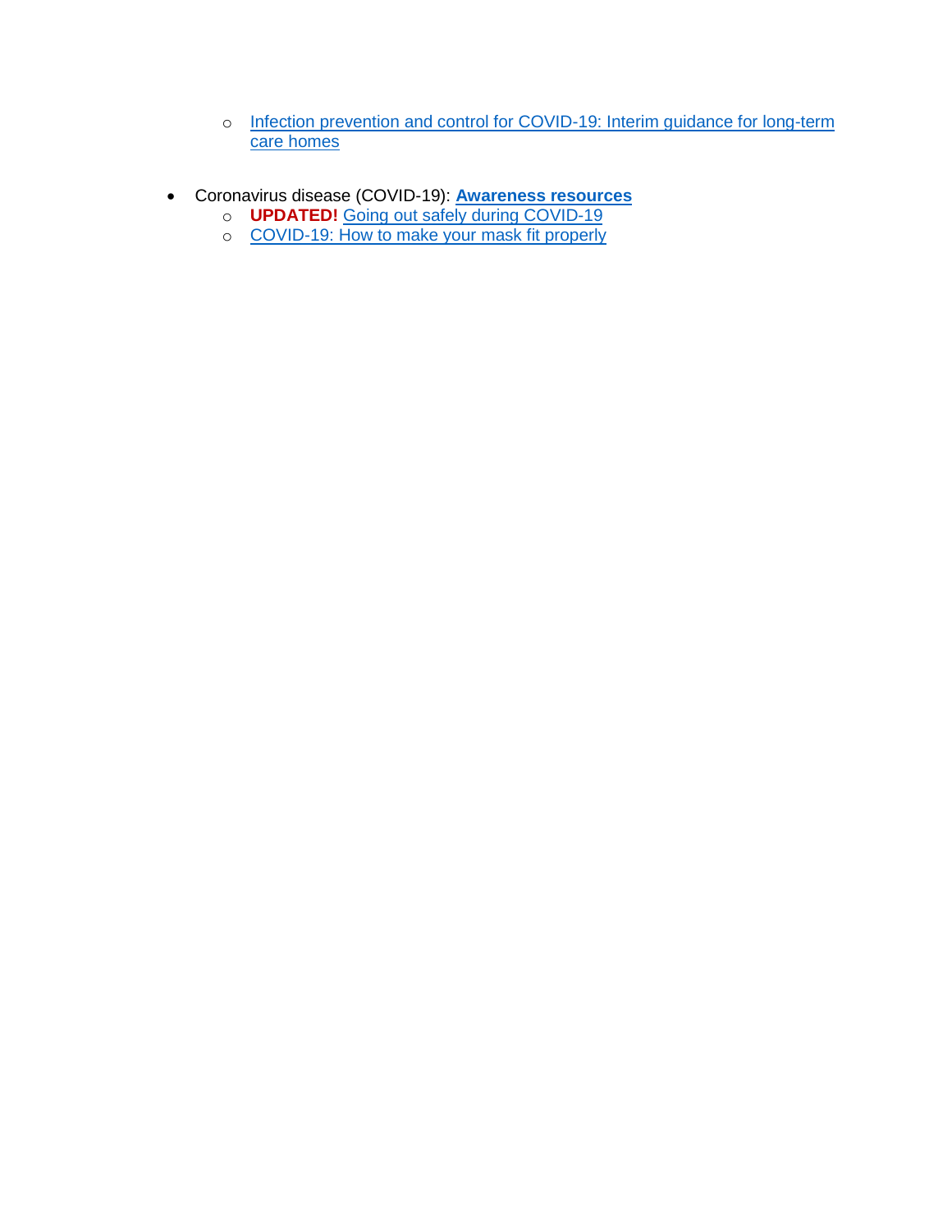- Infection prevention and control for COVID-19: Interim guidance for long-term care homes

- Coronavirus disease (COVID-19): **Awareness resources**
    - **UPDATED!** Going out safely during COVID-19
    - COVID-19: How to make your mask fit properly